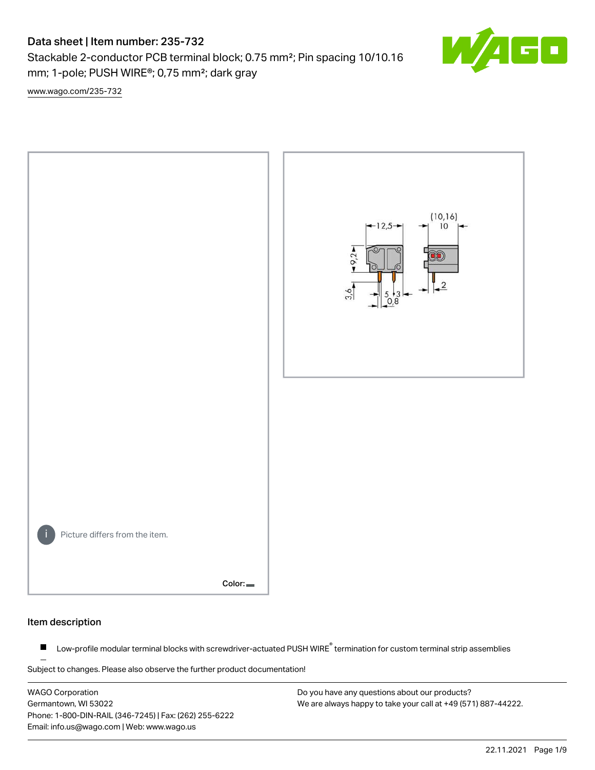# Data sheet | Item number: 235-732

Stackable 2-conductor PCB terminal block; 0.75 mm²; Pin spacing 10/10.16 mm; 1-pole; PUSH WIRE®; 0,75 mm²; dark gray

[www.wago.com/235-732](www.wago.com/235-732)

Picture differs from the item.

Color:

## Item description

- Low-profile modular terminal blocks with screwdriver-actuated PUSH WIRE® termination for custom terminal strip assemblies

Subject to changes. Please also observe the further product documentation!

WAGO Corporation
Germantown, WI 53022
Phone: 1-800-DIN-RAIL (346-7245) | Fax: (262) 255-6222
Email: info.us@wago.com | Web: www.wago.us

Do you have any questions about our products?
We are always happy to take your call at +49 (571) 887-44222.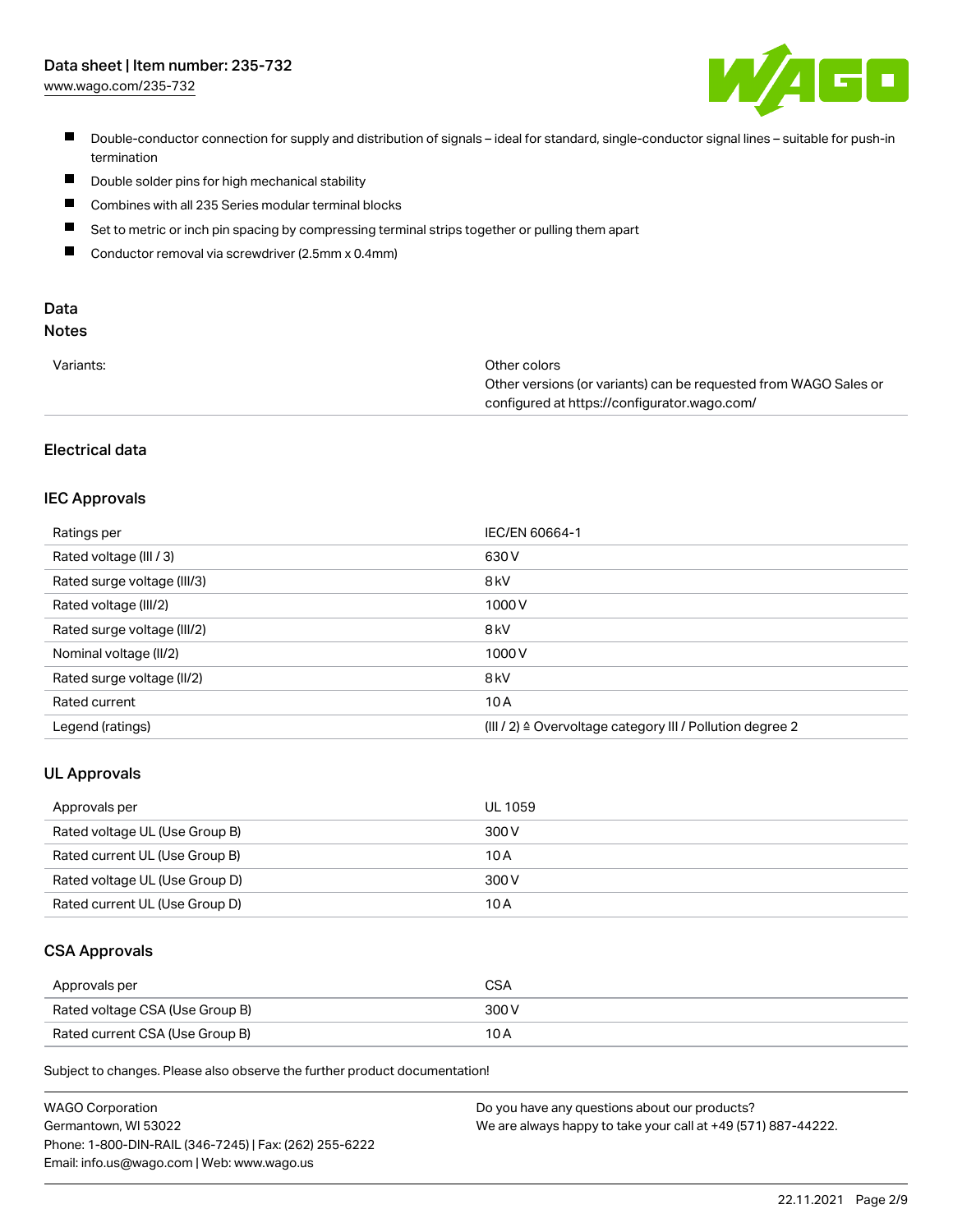- Double-conductor connection for supply and distribution of signals – ideal for standard, single-conductor signal lines – suitable for push-in termination
- Double solder pins for high mechanical stability
- Combines with all 235 Series modular terminal blocks
- Set to metric or inch pin spacing by compressing terminal strips together or pulling them apart
- Conductor removal via screwdriver (2.5mm x 0.4mm)

## Data

### Notes

| | |
|---|---|
| Variants: | Other colors<br>Other versions (or variants) can be requested from WAGO Sales or configured at https://configurator.wago.com/ |

### Electrical data

#### IEC Approvals

| | |
|---|---|
| Ratings per | IEC/EN 60664-1 |
| Rated voltage (III / 3) | 630 V |
| Rated surge voltage (III/3) | 8 kV |
| Rated voltage (III/2) | 1000 V |
| Rated surge voltage (III/2) | 8 kV |
| Nominal voltage (II/2) | 1000 V |
| Rated surge voltage (II/2) | 8 kV |
| Rated current | 10 A |
| Legend (ratings) | (III / 2) ≙ Overvoltage category III / Pollution degree 2 |

#### UL Approvals

| | |
|---|---|
| Approvals per | UL 1059 |
| Rated voltage UL (Use Group B) | 300 V |
| Rated current UL (Use Group B) | 10 A |
| Rated voltage UL (Use Group D) | 300 V |
| Rated current UL (Use Group D) | 10 A |

#### CSA Approvals

| | |
|---|---|
| Approvals per | CSA |
| Rated voltage CSA (Use Group B) | 300 V |
| Rated current CSA (Use Group B) | 10 A |

Subject to changes. Please also observe the further product documentation!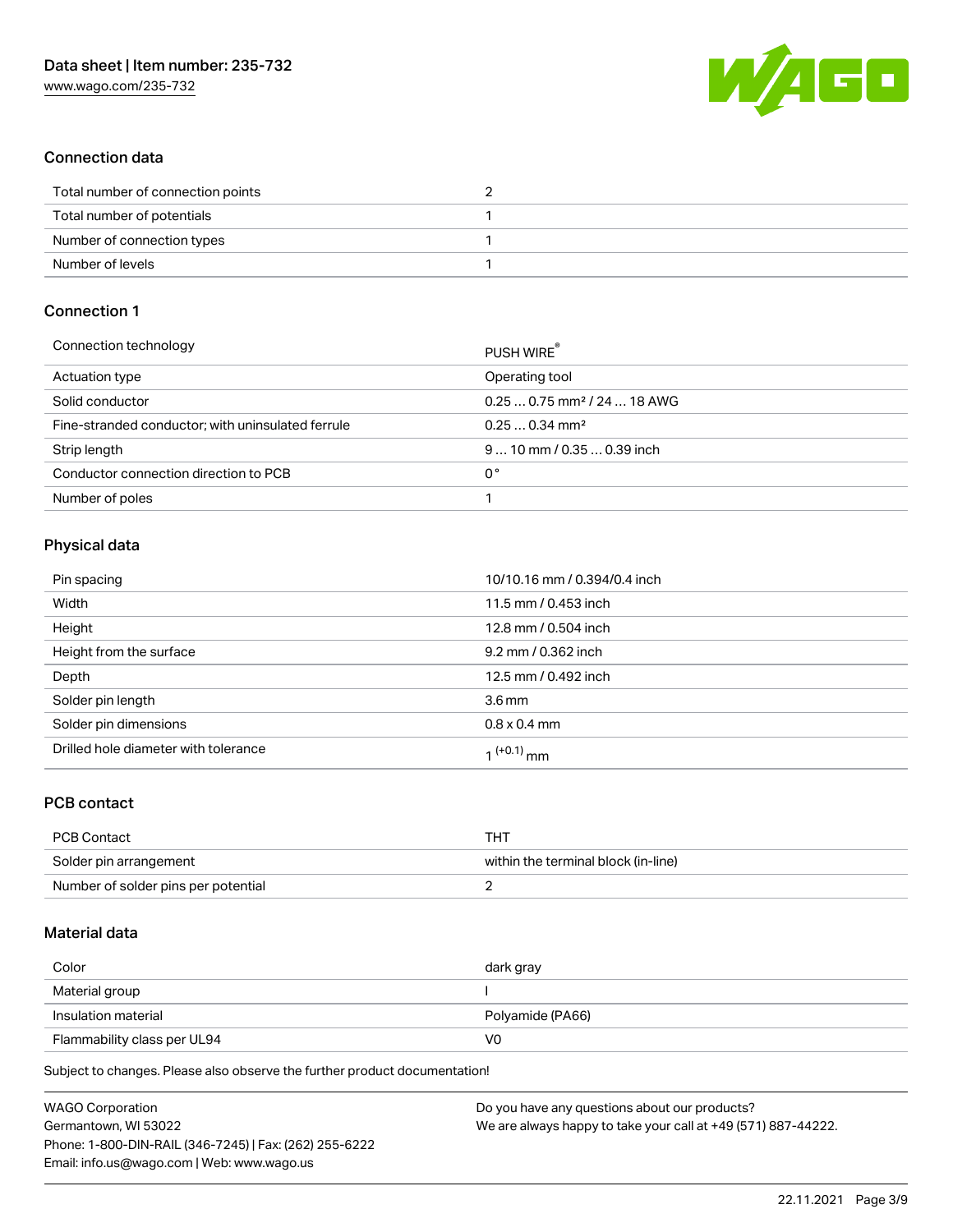## Connection data

| | |
|---|---|
| Total number of connection points | 2 |
| Total number of potentials | 1 |
| Number of connection types | 1 |
| Number of levels | 1 |

## Connection 1

| | |
|---|---|
| Connection technology | PUSH WIRE® |
| Actuation type | Operating tool |
| Solid conductor | 0.25 … 0.75 mm² / 24 … 18 AWG |
| Fine-stranded conductor; with uninsulated ferrule | 0.25 … 0.34 mm² |
| Strip length | 9 … 10 mm / 0.35 … 0.39 inch |
| Conductor connection direction to PCB | 0 ° |
| Number of poles | 1 |

## Physical data

| | |
|---|---|
| Pin spacing | 10/10.16 mm / 0.394/0.4 inch |
| Width | 11.5 mm / 0.453 inch |
| Height | 12.8 mm / 0.504 inch |
| Height from the surface | 9.2 mm / 0.362 inch |
| Depth | 12.5 mm / 0.492 inch |
| Solder pin length | 3.6 mm |
| Solder pin dimensions | 0.8 x 0.4 mm |
| Drilled hole diameter with tolerance | $1^{(+0.1)}$ mm |

## PCB contact

| | |
|---|---|
| PCB Contact | THT |
| Solder pin arrangement | within the terminal block (in-line) |
| Number of solder pins per potential | 2 |

## Material data

| | |
|---|---|
| Color | dark gray |
| Material group | I |
| Insulation material | Polyamide (PA66) |
| Flammability class per UL94 | V0 |

Subject to changes. Please also observe the further product documentation!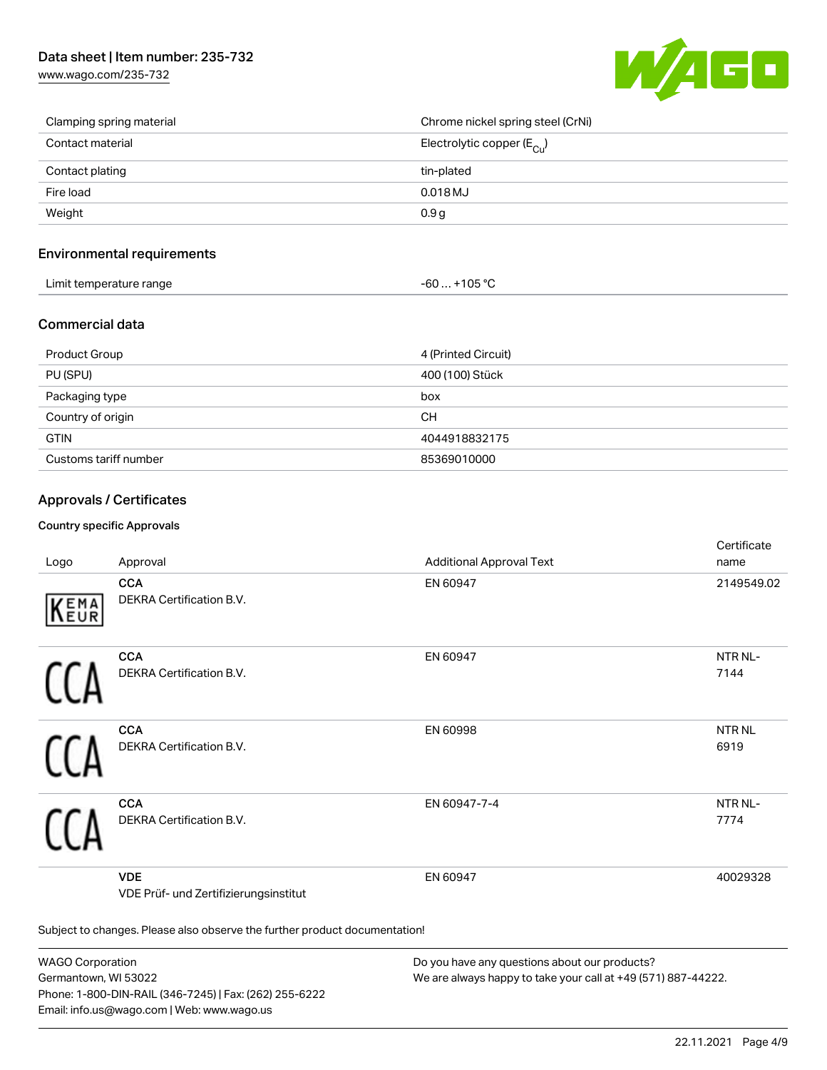| | |
|---|---|
| Clamping spring material | Chrome nickel spring steel (CrNi) |
| Contact material | Electrolytic copper ($E_{Cu}$) |
| Contact plating | tin-plated |
| Fire load | 0.018 MJ |
| Weight | 0.9 g |

## Environmental requirements

| | |
|---|---|
| Limit temperature range | -60 … +105 °C |

## Commercial data

| | |
|---|---|
| Product Group | 4 (Printed Circuit) |
| PU (SPU) | 400 (100) Stück |
| Packaging type | box |
| Country of origin | CH |
| GTIN | 4044918832175 |
| Customs tariff number | 85369010000 |

## Approvals / Certificates

### Country specific Approvals

| Logo | Approval | Additional Approval Text | Certificate name |
|---|---|---|---|
| | **CCA**<br>DEKRA Certification B.V. | EN 60947 | 2149549.02 |
| | **CCA**<br>DEKRA Certification B.V. | EN 60947 | NTR NL-7144 |
| | **CCA**<br>DEKRA Certification B.V. | EN 60998 | NTR NL 6919 |
| | **CCA**<br>DEKRA Certification B.V. | EN 60947-7-4 | NTR NL-7774 |
| | **VDE**<br>VDE Prüf- und Zertifizierungsinstitut | EN 60947 | 40029328 |

Subject to changes. Please also observe the further product documentation!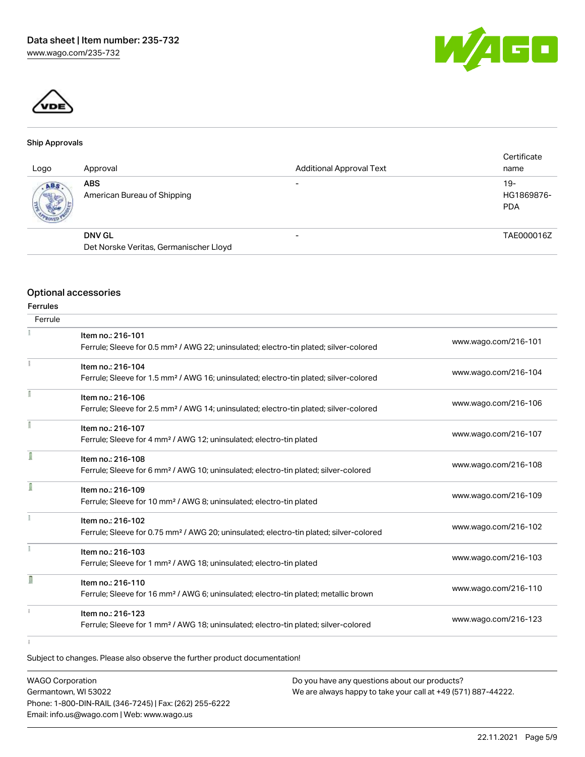## Ship Approvals

| Logo | Approval | Additional Approval Text | Certificate name |
| --- | --- | --- | --- |
| | **ABS**<br>American Bureau of Shipping | - | 19-HG1869876-PDA |
| | **DNV GL**<br>Det Norske Veritas, Germanischer Lloyd | - | TAE000016Z |

## Optional accessories

### Ferrules

| Ferrule | | |
| --- | --- | --- |
| | Item no.: 216-101<br>Ferrule; Sleeve for 0.5 mm² / AWG 22; uninsulated; electro-tin plated; silver-colored | www.wago.com/216-101 |
| | Item no.: 216-104<br>Ferrule; Sleeve for 1.5 mm² / AWG 16; uninsulated; electro-tin plated; silver-colored | www.wago.com/216-104 |
| | Item no.: 216-106<br>Ferrule; Sleeve for 2.5 mm² / AWG 14; uninsulated; electro-tin plated; silver-colored | www.wago.com/216-106 |
| | Item no.: 216-107<br>Ferrule; Sleeve for 4 mm² / AWG 12; uninsulated; electro-tin plated | www.wago.com/216-107 |
| | Item no.: 216-108<br>Ferrule; Sleeve for 6 mm² / AWG 10; uninsulated; electro-tin plated; silver-colored | www.wago.com/216-108 |
| | Item no.: 216-109<br>Ferrule; Sleeve for 10 mm² / AWG 8; uninsulated; electro-tin plated | www.wago.com/216-109 |
| | Item no.: 216-102<br>Ferrule; Sleeve for 0.75 mm² / AWG 20; uninsulated; electro-tin plated; silver-colored | www.wago.com/216-102 |
| | Item no.: 216-103<br>Ferrule; Sleeve for 1 mm² / AWG 18; uninsulated; electro-tin plated | www.wago.com/216-103 |
| | Item no.: 216-110<br>Ferrule; Sleeve for 16 mm² / AWG 6; uninsulated; electro-tin plated; metallic brown | www.wago.com/216-110 |
| | Item no.: 216-123<br>Ferrule; Sleeve for 1 mm² / AWG 18; uninsulated; electro-tin plated; silver-colored | www.wago.com/216-123 |

Subject to changes. Please also observe the further product documentation!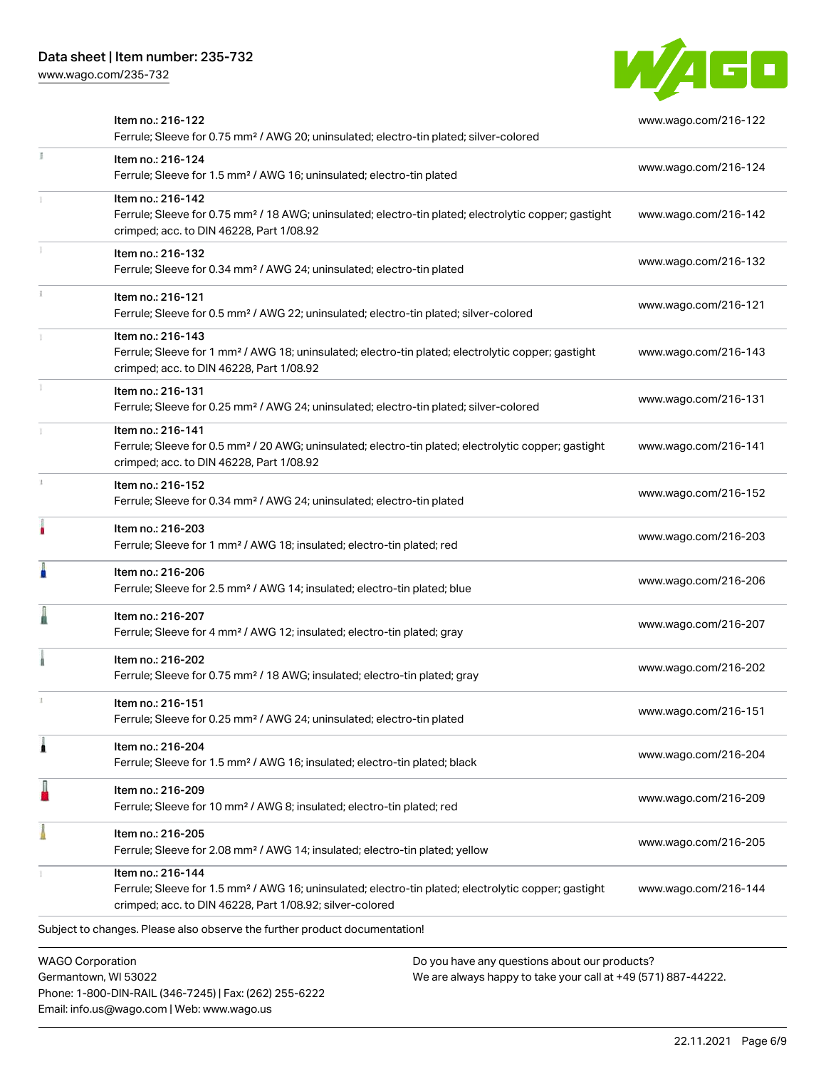| Item | URL |
| --- | --- |
| Item no.: 216-122<br>Ferrule; Sleeve for 0.75 mm² / AWG 20; uninsulated; electro-tin plated; silver-colored | www.wago.com/216-122 |
| Item no.: 216-124<br>Ferrule; Sleeve for 1.5 mm² / AWG 16; uninsulated; electro-tin plated | www.wago.com/216-124 |
| Item no.: 216-142<br>Ferrule; Sleeve for 0.75 mm² / 18 AWG; uninsulated; electro-tin plated; electrolytic copper; gastight crimped; acc. to DIN 46228, Part 1/08.92 | www.wago.com/216-142 |
| Item no.: 216-132<br>Ferrule; Sleeve for 0.34 mm² / AWG 24; uninsulated; electro-tin plated | www.wago.com/216-132 |
| Item no.: 216-121<br>Ferrule; Sleeve for 0.5 mm² / AWG 22; uninsulated; electro-tin plated; silver-colored | www.wago.com/216-121 |
| Item no.: 216-143<br>Ferrule; Sleeve for 1 mm² / AWG 18; uninsulated; electro-tin plated; electrolytic copper; gastight crimped; acc. to DIN 46228, Part 1/08.92 | www.wago.com/216-143 |
| Item no.: 216-131<br>Ferrule; Sleeve for 0.25 mm² / AWG 24; uninsulated; electro-tin plated; silver-colored | www.wago.com/216-131 |
| Item no.: 216-141<br>Ferrule; Sleeve for 0.5 mm² / 20 AWG; uninsulated; electro-tin plated; electrolytic copper; gastight crimped; acc. to DIN 46228, Part 1/08.92 | www.wago.com/216-141 |
| Item no.: 216-152<br>Ferrule; Sleeve for 0.34 mm² / AWG 24; uninsulated; electro-tin plated | www.wago.com/216-152 |
| Item no.: 216-203<br>Ferrule; Sleeve for 1 mm² / AWG 18; insulated; electro-tin plated; red | www.wago.com/216-203 |
| Item no.: 216-206<br>Ferrule; Sleeve for 2.5 mm² / AWG 14; insulated; electro-tin plated; blue | www.wago.com/216-206 |
| Item no.: 216-207<br>Ferrule; Sleeve for 4 mm² / AWG 12; insulated; electro-tin plated; gray | www.wago.com/216-207 |
| Item no.: 216-202<br>Ferrule; Sleeve for 0.75 mm² / 18 AWG; insulated; electro-tin plated; gray | www.wago.com/216-202 |
| Item no.: 216-151<br>Ferrule; Sleeve for 0.25 mm² / AWG 24; uninsulated; electro-tin plated | www.wago.com/216-151 |
| Item no.: 216-204<br>Ferrule; Sleeve for 1.5 mm² / AWG 16; insulated; electro-tin plated; black | www.wago.com/216-204 |
| Item no.: 216-209<br>Ferrule; Sleeve for 10 mm² / AWG 8; insulated; electro-tin plated; red | www.wago.com/216-209 |
| Item no.: 216-205<br>Ferrule; Sleeve for 2.08 mm² / AWG 14; insulated; electro-tin plated; yellow | www.wago.com/216-205 |
| Item no.: 216-144<br>Ferrule; Sleeve for 1.5 mm² / AWG 16; uninsulated; electro-tin plated; electrolytic copper; gastight crimped; acc. to DIN 46228, Part 1/08.92; silver-colored | www.wago.com/216-144 |

Subject to changes. Please also observe the further product documentation!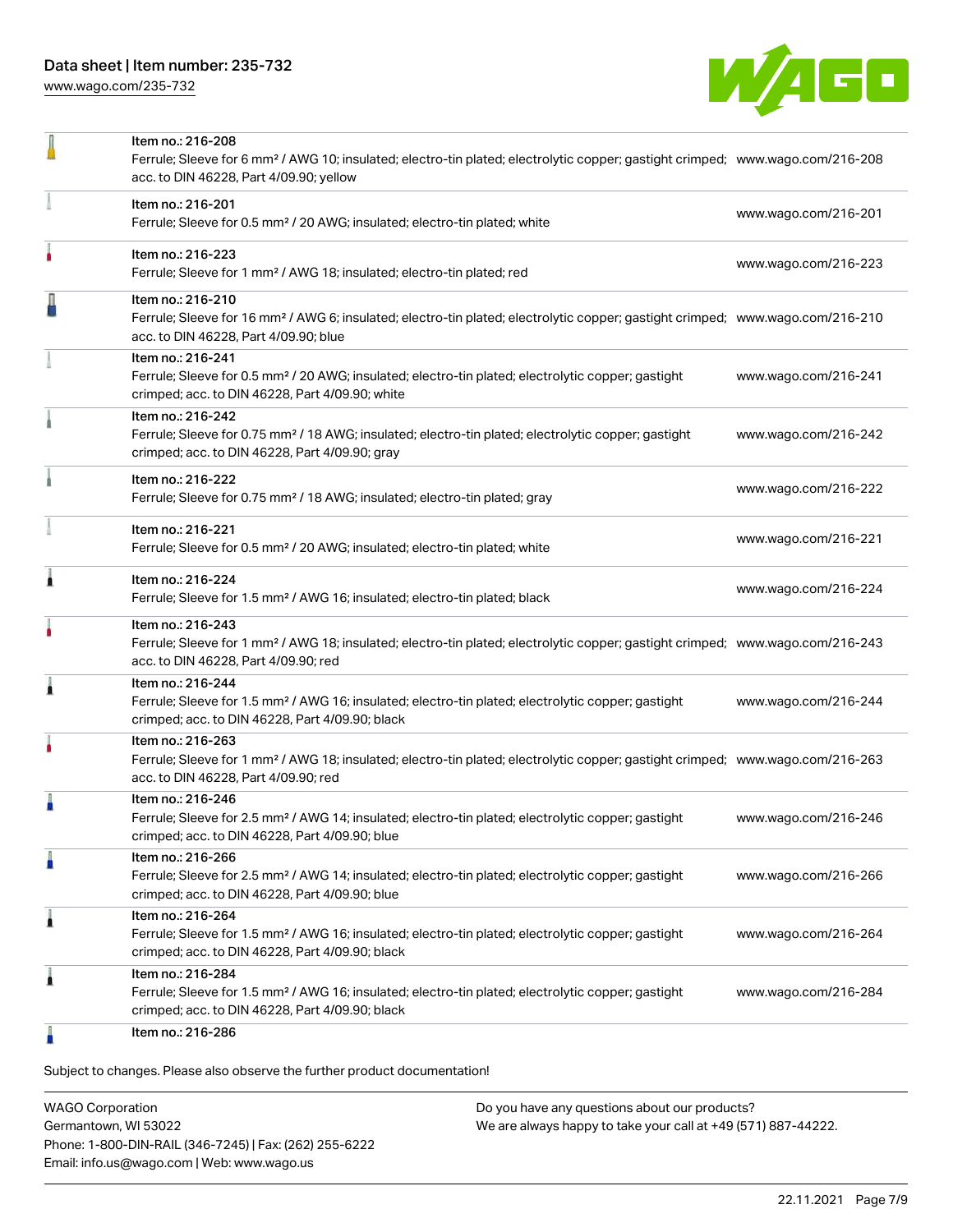| Item | Description | Link |
|---|---|---|
| Item no.: 216-208 | Ferrule; Sleeve for 6 mm² / AWG 10; insulated; electro-tin plated; electrolytic copper; gastight crimped; acc. to DIN 46228, Part 4/09.90; yellow | www.wago.com/216-208 |
| Item no.: 216-201 | Ferrule; Sleeve for 0.5 mm² / 20 AWG; insulated; electro-tin plated; white | www.wago.com/216-201 |
| Item no.: 216-223 | Ferrule; Sleeve for 1 mm² / AWG 18; insulated; electro-tin plated; red | www.wago.com/216-223 |
| Item no.: 216-210 | Ferrule; Sleeve for 16 mm² / AWG 6; insulated; electro-tin plated; electrolytic copper; gastight crimped; acc. to DIN 46228, Part 4/09.90; blue | www.wago.com/216-210 |
| Item no.: 216-241 | Ferrule; Sleeve for 0.5 mm² / 20 AWG; insulated; electro-tin plated; electrolytic copper; gastight crimped; acc. to DIN 46228, Part 4/09.90; white | www.wago.com/216-241 |
| Item no.: 216-242 | Ferrule; Sleeve for 0.75 mm² / 18 AWG; insulated; electro-tin plated; electrolytic copper; gastight crimped; acc. to DIN 46228, Part 4/09.90; gray | www.wago.com/216-242 |
| Item no.: 216-222 | Ferrule; Sleeve for 0.75 mm² / 18 AWG; insulated; electro-tin plated; gray | www.wago.com/216-222 |
| Item no.: 216-221 | Ferrule; Sleeve for 0.5 mm² / 20 AWG; insulated; electro-tin plated; white | www.wago.com/216-221 |
| Item no.: 216-224 | Ferrule; Sleeve for 1.5 mm² / AWG 16; insulated; electro-tin plated; black | www.wago.com/216-224 |
| Item no.: 216-243 | Ferrule; Sleeve for 1 mm² / AWG 18; insulated; electro-tin plated; electrolytic copper; gastight crimped; acc. to DIN 46228, Part 4/09.90; red | www.wago.com/216-243 |
| Item no.: 216-244 | Ferrule; Sleeve for 1.5 mm² / AWG 16; insulated; electro-tin plated; electrolytic copper; gastight crimped; acc. to DIN 46228, Part 4/09.90; black | www.wago.com/216-244 |
| Item no.: 216-263 | Ferrule; Sleeve for 1 mm² / AWG 18; insulated; electro-tin plated; electrolytic copper; gastight crimped; acc. to DIN 46228, Part 4/09.90; red | www.wago.com/216-263 |
| Item no.: 216-246 | Ferrule; Sleeve for 2.5 mm² / AWG 14; insulated; electro-tin plated; electrolytic copper; gastight crimped; acc. to DIN 46228, Part 4/09.90; blue | www.wago.com/216-246 |
| Item no.: 216-266 | Ferrule; Sleeve for 2.5 mm² / AWG 14; insulated; electro-tin plated; electrolytic copper; gastight crimped; acc. to DIN 46228, Part 4/09.90; blue | www.wago.com/216-266 |
| Item no.: 216-264 | Ferrule; Sleeve for 1.5 mm² / AWG 16; insulated; electro-tin plated; electrolytic copper; gastight crimped; acc. to DIN 46228, Part 4/09.90; black | www.wago.com/216-264 |
| Item no.: 216-284 | Ferrule; Sleeve for 1.5 mm² / AWG 16; insulated; electro-tin plated; electrolytic copper; gastight crimped; acc. to DIN 46228, Part 4/09.90; black | www.wago.com/216-284 |
| Item no.: 216-286 | | |

Subject to changes. Please also observe the further product documentation!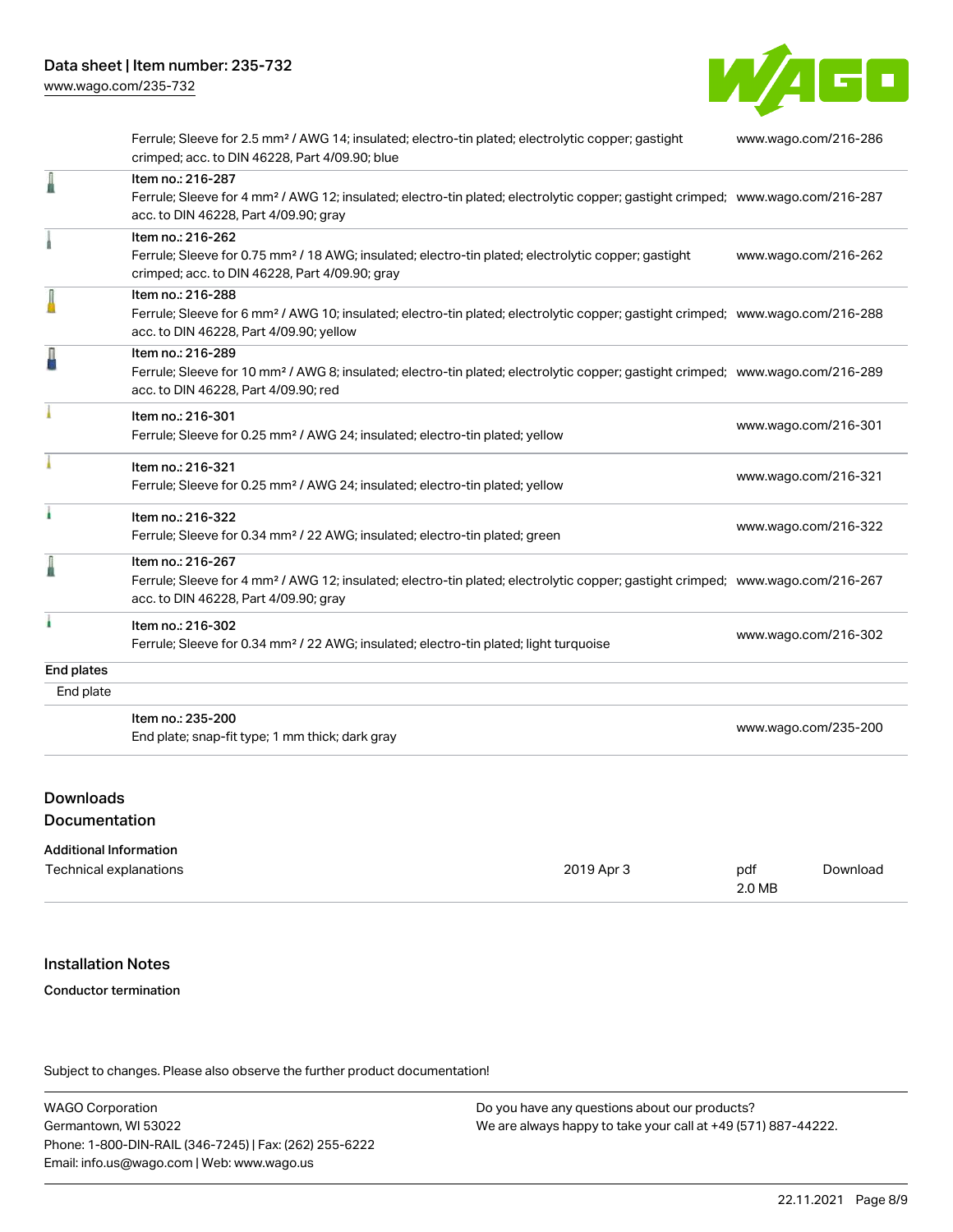| | | |
|---|---|---|
| | Ferrule; Sleeve for 2.5 mm² / AWG 14; insulated; electro-tin plated; electrolytic copper; gastight crimped; acc. to DIN 46228, Part 4/09.90; blue | www.wago.com/216-286 |
| | Item no.: 216-287<br>Ferrule; Sleeve for 4 mm² / AWG 12; insulated; electro-tin plated; electrolytic copper; gastight crimped; acc. to DIN 46228, Part 4/09.90; gray | www.wago.com/216-287 |
| | Item no.: 216-262<br>Ferrule; Sleeve for 0.75 mm² / 18 AWG; insulated; electro-tin plated; electrolytic copper; gastight crimped; acc. to DIN 46228, Part 4/09.90; gray | www.wago.com/216-262 |
| | Item no.: 216-288<br>Ferrule; Sleeve for 6 mm² / AWG 10; insulated; electro-tin plated; electrolytic copper; gastight crimped; acc. to DIN 46228, Part 4/09.90; yellow | www.wago.com/216-288 |
| | Item no.: 216-289<br>Ferrule; Sleeve for 10 mm² / AWG 8; insulated; electro-tin plated; electrolytic copper; gastight crimped; acc. to DIN 46228, Part 4/09.90; red | www.wago.com/216-289 |
| | Item no.: 216-301<br>Ferrule; Sleeve for 0.25 mm² / AWG 24; insulated; electro-tin plated; yellow | www.wago.com/216-301 |
| | Item no.: 216-321<br>Ferrule; Sleeve for 0.25 mm² / AWG 24; insulated; electro-tin plated; yellow | www.wago.com/216-321 |
| | Item no.: 216-322<br>Ferrule; Sleeve for 0.34 mm² / 22 AWG; insulated; electro-tin plated; green | www.wago.com/216-322 |
| | Item no.: 216-267<br>Ferrule; Sleeve for 4 mm² / AWG 12; insulated; electro-tin plated; electrolytic copper; gastight crimped; acc. to DIN 46228, Part 4/09.90; gray | www.wago.com/216-267 |
| | Item no.: 216-302<br>Ferrule; Sleeve for 0.34 mm² / 22 AWG; insulated; electro-tin plated; light turquoise | www.wago.com/216-302 |
| **End plates** | | |
| End plate | | |
| | Item no.: 235-200<br>End plate; snap-fit type; 1 mm thick; dark gray | www.wago.com/235-200 |

## Downloads

## Documentation

**Additional Information**

| | | | |
|---|---|---|---|
| Technical explanations | 2019 Apr 3 | pdf<br>2.0 MB | Download |

## Installation Notes

**Conductor termination**

Subject to changes. Please also observe the further product documentation!

WAGO Corporation
Germantown, WI 53022
Phone: 1-800-DIN-RAIL (346-7245) | Fax: (262) 255-6222
Email: info.us@wago.com | Web: www.wago.us

Do you have any questions about our products?
We are always happy to take your call at +49 (571) 887-44222.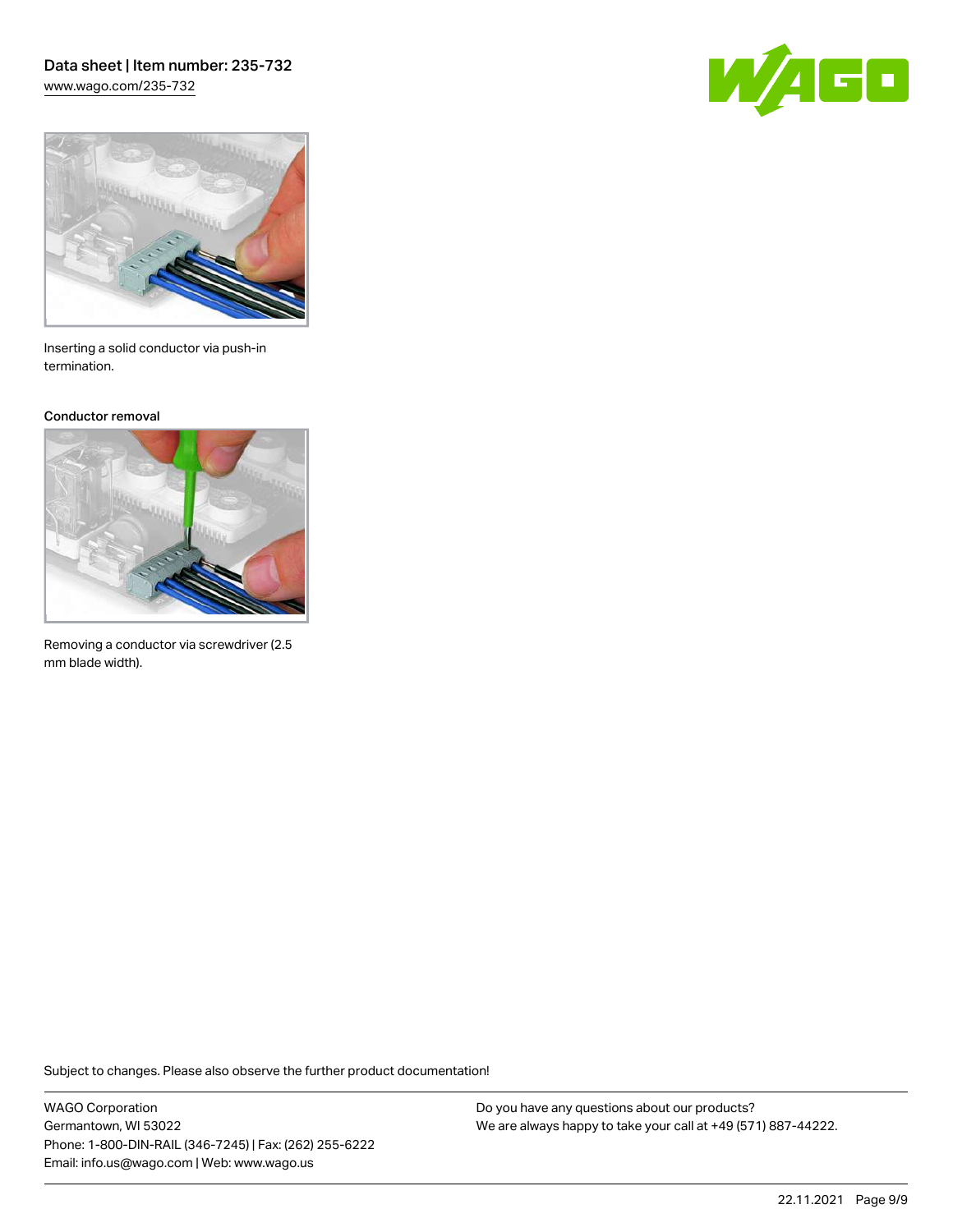Inserting a solid conductor via push-in termination.

Conductor removal

Removing a conductor via screwdriver (2.5 mm blade width).

Subject to changes. Please also observe the further product documentation!

WAGO Corporation
Germantown, WI 53022
Phone: 1-800-DIN-RAIL (346-7245) | Fax: (262) 255-6222
Email: info.us@wago.com | Web: www.wago.us

Do you have any questions about our products?
We are always happy to take your call at +49 (571) 887-44222.

22.11.2021